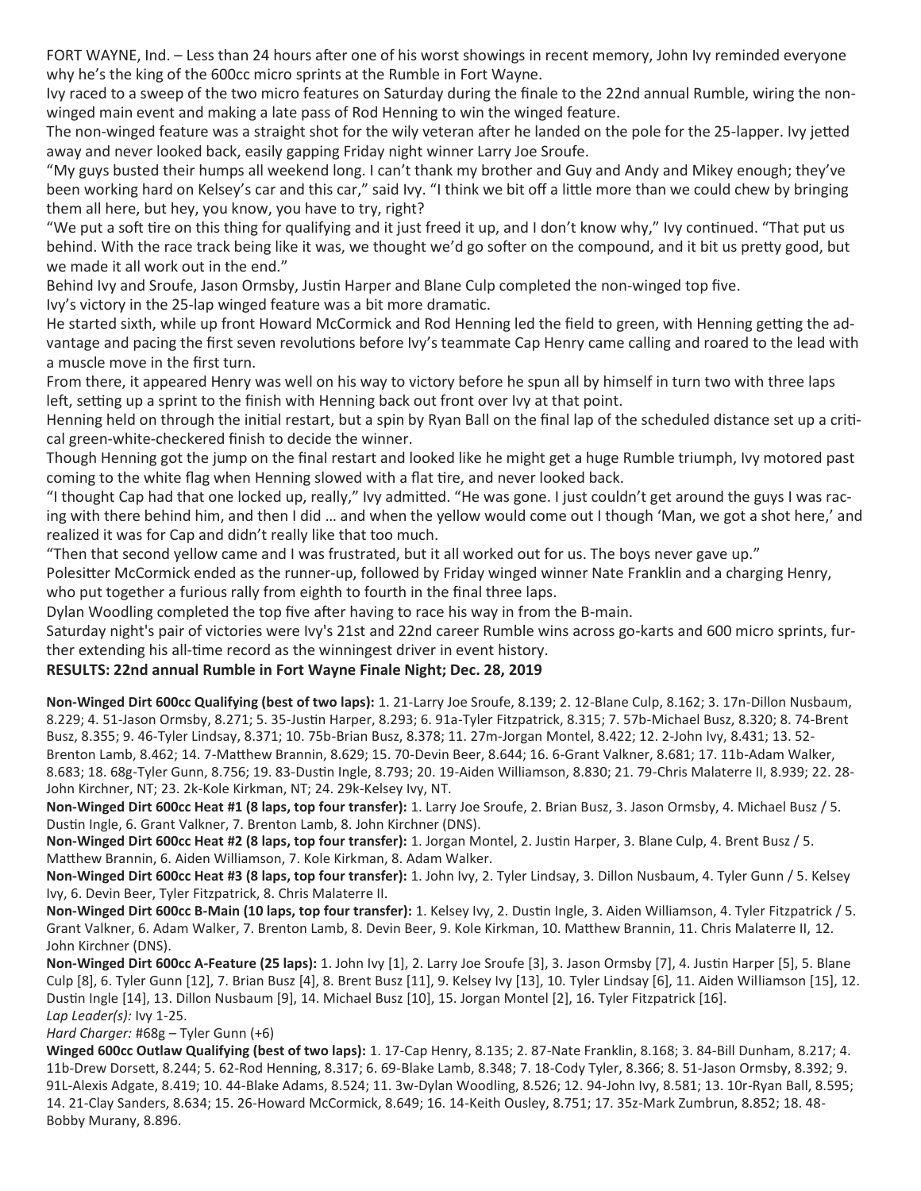FORT WAYNE, Ind. – Less than 24 hours after one of his worst showings in recent memory, John Ivy reminded everyone why he's the king of the 600cc micro sprints at the Rumble in Fort Wayne.

Ivy raced to a sweep of the two micro features on Saturday during the finale to the 22nd annual Rumble, wiring the non-winged main event and making a late pass of Rod Henning to win the winged feature.

The non-winged feature was a straight shot for the wily veteran after he landed on the pole for the 25-lapper. Ivy jetted away and never looked back, easily gapping Friday night winner Larry Joe Sroufe.

"My guys busted their humps all weekend long. I can't thank my brother and Guy and Andy and Mikey enough; they've been working hard on Kelsey's car and this car," said Ivy. "I think we bit off a little more than we could chew by bringing them all here, but hey, you know, you have to try, right?

"We put a soft tire on this thing for qualifying and it just freed it up, and I don't know why," Ivy continued. "That put us behind. With the race track being like it was, we thought we'd go softer on the compound, and it bit us pretty good, but we made it all work out in the end."

Behind Ivy and Sroufe, Jason Ormsby, Justin Harper and Blane Culp completed the non-winged top five.

Ivy's victory in the 25-lap winged feature was a bit more dramatic.

He started sixth, while up front Howard McCormick and Rod Henning led the field to green, with Henning getting the advantage and pacing the first seven revolutions before Ivy's teammate Cap Henry came calling and roared to the lead with a muscle move in the first turn.

From there, it appeared Henry was well on his way to victory before he spun all by himself in turn two with three laps left, setting up a sprint to the finish with Henning back out front over Ivy at that point.

Henning held on through the initial restart, but a spin by Ryan Ball on the final lap of the scheduled distance set up a critical green-white-checkered finish to decide the winner.

Though Henning got the jump on the final restart and looked like he might get a huge Rumble triumph, Ivy motored past coming to the white flag when Henning slowed with a flat tire, and never looked back.

"I thought Cap had that one locked up, really," Ivy admitted. "He was gone. I just couldn't get around the guys I was racing with there behind him, and then I did … and when the yellow would come out I though 'Man, we got a shot here,' and realized it was for Cap and didn't really like that too much.

"Then that second yellow came and I was frustrated, but it all worked out for us. The boys never gave up."

Polesitter McCormick ended as the runner-up, followed by Friday winged winner Nate Franklin and a charging Henry, who put together a furious rally from eighth to fourth in the final three laps.

Dylan Woodling completed the top five after having to race his way in from the B-main.

Saturday night's pair of victories were Ivy's 21st and 22nd career Rumble wins across go-karts and 600 micro sprints, further extending his all-time record as the winningest driver in event history.

**RESULTS: 22nd annual Rumble in Fort Wayne Finale Night; Dec. 28, 2019**

**Non-Winged Dirt 600cc Qualifying (best of two laps):** 1. 21-Larry Joe Sroufe, 8.139; 2. 12-Blane Culp, 8.162; 3. 17n-Dillon Nusbaum, 8.229; 4. 51-Jason Ormsby, 8.271; 5. 35-Justin Harper, 8.293; 6. 91a-Tyler Fitzpatrick, 8.315; 7. 57b-Michael Busz, 8.320; 8. 74-Brent Busz, 8.355; 9. 46-Tyler Lindsay, 8.371; 10. 75b-Brian Busz, 8.378; 11. 27m-Jorgan Montel, 8.422; 12. 2-John Ivy, 8.431; 13. 52-Brenton Lamb, 8.462; 14. 7-Matthew Brannin, 8.629; 15. 70-Devin Beer, 8.644; 16. 6-Grant Valkner, 8.681; 17. 11b-Adam Walker, 8.683; 18. 68g-Tyler Gunn, 8.756; 19. 83-Dustin Ingle, 8.793; 20. 19-Aiden Williamson, 8.830; 21. 79-Chris Malaterre II, 8.939; 22. 28-John Kirchner, NT; 23. 2k-Kole Kirkman, NT; 24. 29k-Kelsey Ivy, NT.

**Non-Winged Dirt 600cc Heat #1 (8 laps, top four transfer):** 1. Larry Joe Sroufe, 2. Brian Busz, 3. Jason Ormsby, 4. Michael Busz / 5. Dustin Ingle, 6. Grant Valkner, 7. Brenton Lamb, 8. John Kirchner (DNS).

**Non-Winged Dirt 600cc Heat #2 (8 laps, top four transfer):** 1. Jorgan Montel, 2. Justin Harper, 3. Blane Culp, 4. Brent Busz / 5. Matthew Brannin, 6. Aiden Williamson, 7. Kole Kirkman, 8. Adam Walker.

**Non-Winged Dirt 600cc Heat #3 (8 laps, top four transfer):** 1. John Ivy, 2. Tyler Lindsay, 3. Dillon Nusbaum, 4. Tyler Gunn / 5. Kelsey Ivy, 6. Devin Beer, Tyler Fitzpatrick, 8. Chris Malaterre II.

**Non-Winged Dirt 600cc B-Main (10 laps, top four transfer):** 1. Kelsey Ivy, 2. Dustin Ingle, 3. Aiden Williamson, 4. Tyler Fitzpatrick / 5. Grant Valkner, 6. Adam Walker, 7. Brenton Lamb, 8. Devin Beer, 9. Kole Kirkman, 10. Matthew Brannin, 11. Chris Malaterre II, 12. John Kirchner (DNS).

**Non-Winged Dirt 600cc A-Feature (25 laps):** 1. John Ivy [1], 2. Larry Joe Sroufe [3], 3. Jason Ormsby [7], 4. Justin Harper [5], 5. Blane Culp [8], 6. Tyler Gunn [12], 7. Brian Busz [4], 8. Brent Busz [11], 9. Kelsey Ivy [13], 10. Tyler Lindsay [6], 11. Aiden Williamson [15], 12. Dustin Ingle [14], 13. Dillon Nusbaum [9], 14. Michael Busz [10], 15. Jorgan Montel [2], 16. Tyler Fitzpatrick [16].

*Lap Leader(s):* Ivy 1-25.

*Hard Charger:* #68g – Tyler Gunn (+6)

**Winged 600cc Outlaw Qualifying (best of two laps):** 1. 17-Cap Henry, 8.135; 2. 87-Nate Franklin, 8.168; 3. 84-Bill Dunham, 8.217; 4. 11b-Drew Dorsett, 8.244; 5. 62-Rod Henning, 8.317; 6. 69-Blake Lamb, 8.348; 7. 18-Cody Tyler, 8.366; 8. 51-Jason Ormsby, 8.392; 9. 91L-Alexis Adgate, 8.419; 10. 44-Blake Adams, 8.524; 11. 3w-Dylan Woodling, 8.526; 12. 94-John Ivy, 8.581; 13. 10r-Ryan Ball, 8.595; 14. 21-Clay Sanders, 8.634; 15. 26-Howard McCormick, 8.649; 16. 14-Keith Ousley, 8.751; 17. 35z-Mark Zumbrun, 8.852; 18. 48-Bobby Murany, 8.896.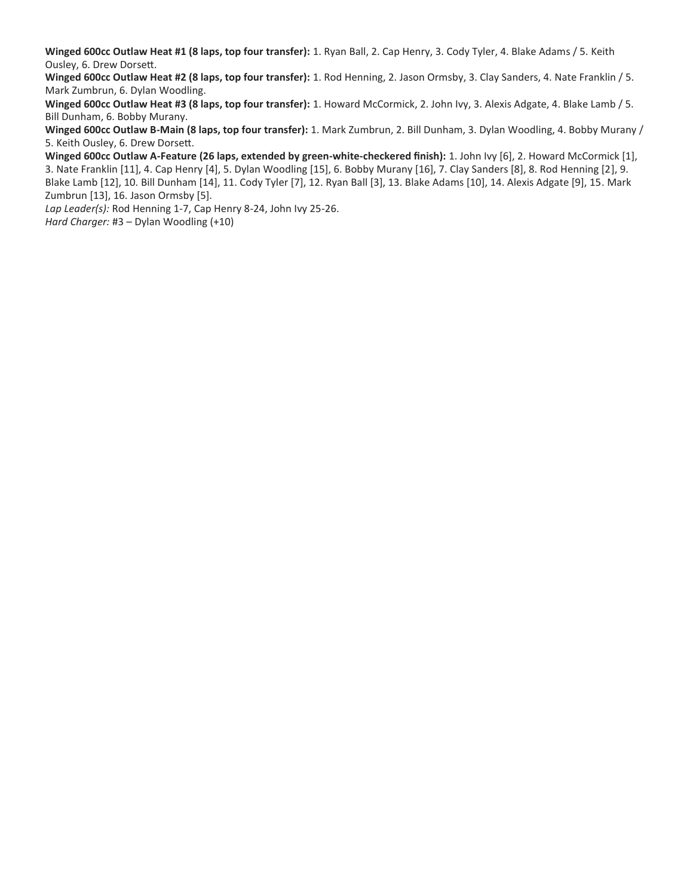**Winged 600cc Outlaw Heat #1 (8 laps, top four transfer):** 1. Ryan Ball, 2. Cap Henry, 3. Cody Tyler, 4. Blake Adams / 5. Keith Ousley, 6. Drew Dorsett.

**Winged 600cc Outlaw Heat #2 (8 laps, top four transfer):** 1. Rod Henning, 2. Jason Ormsby, 3. Clay Sanders, 4. Nate Franklin / 5. Mark Zumbrun, 6. Dylan Woodling.

**Winged 600cc Outlaw Heat #3 (8 laps, top four transfer):** 1. Howard McCormick, 2. John Ivy, 3. Alexis Adgate, 4. Blake Lamb / 5. Bill Dunham, 6. Bobby Murany.

**Winged 600cc Outlaw B-Main (8 laps, top four transfer):** 1. Mark Zumbrun, 2. Bill Dunham, 3. Dylan Woodling, 4. Bobby Murany / 5. Keith Ousley, 6. Drew Dorsett.

**Winged 600cc Outlaw A-Feature (26 laps, extended by green-white-checkered finish):** 1. John Ivy [6], 2. Howard McCormick [1], 3. Nate Franklin [11], 4. Cap Henry [4], 5. Dylan Woodling [15], 6. Bobby Murany [16], 7. Clay Sanders [8], 8. Rod Henning [2], 9. Blake Lamb [12], 10. Bill Dunham [14], 11. Cody Tyler [7], 12. Ryan Ball [3], 13. Blake Adams [10], 14. Alexis Adgate [9], 15. Mark Zumbrun [13], 16. Jason Ormsby [5].

*Lap Leader(s):* Rod Henning 1-7, Cap Henry 8-24, John Ivy 25-26.

*Hard Charger:* #3 – Dylan Woodling (+10)